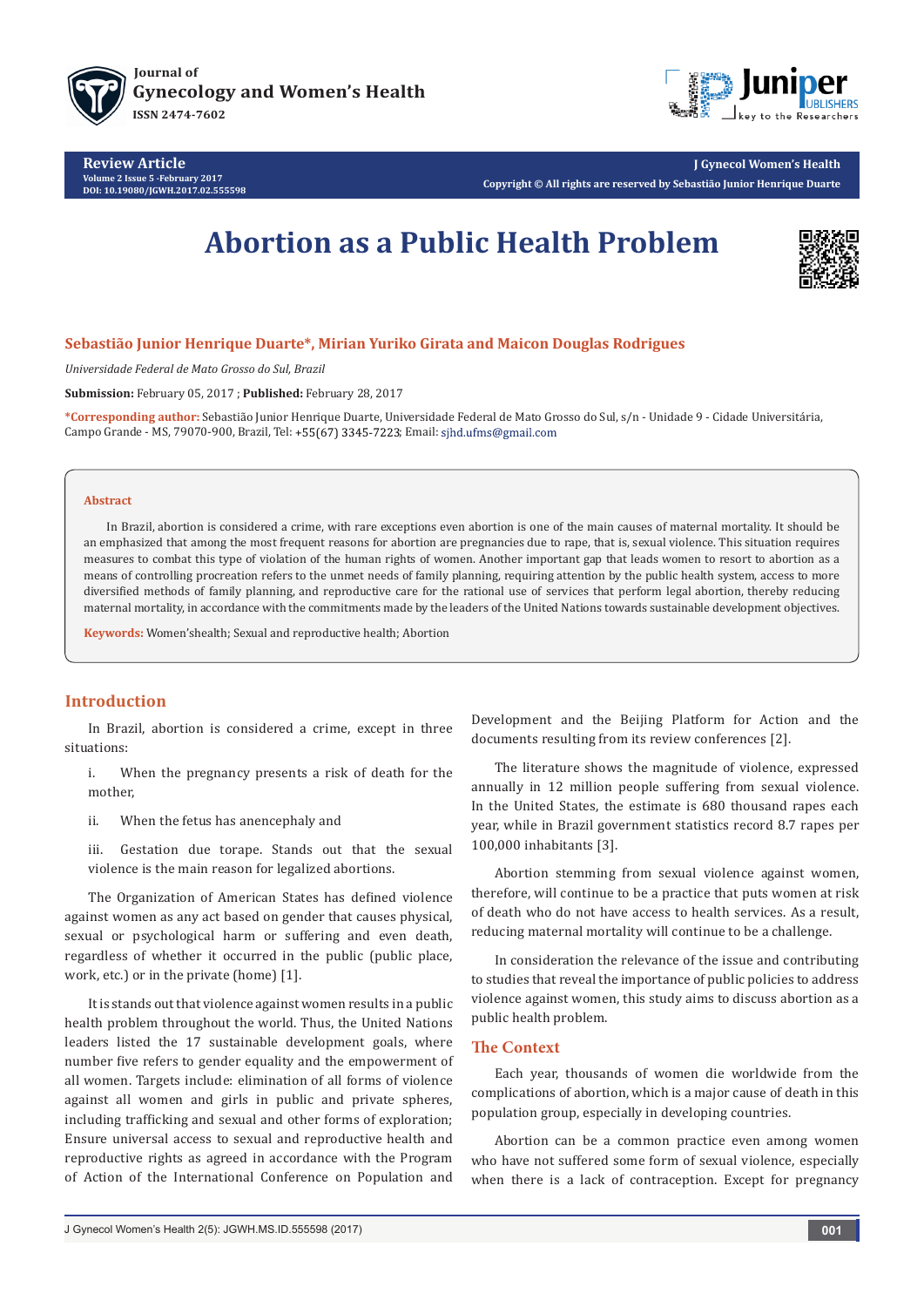Review Article
Volume 2 Issue 5 -February 2017
DOI: 10.19080/JGWH.2017.02.555598

Copyright © All rights are reserved by Sebastião Junior Henrique Duarte

# Abortion as a Public Health Problem

**Sebastião Junior Henrique Duarte*, Mirian Yuriko Girata and Maicon Douglas Rodrigues**

*Universidade Federal de Mato Grosso do Sul, Brazil*

**Submission:** February 05, 2017 ; **Published:** February 28, 2017

***Corresponding author:** Sebastião Junior Henrique Duarte, Universidade Federal de Mato Grosso do Sul, s/n - Unidade 9 - Cidade Universitária, Campo Grande - MS, 79070-900, Brazil, Tel: +55(67) 3345-7223; Email: sjhd.ufms@gmail.com

## Abstract

In Brazil, abortion is considered a crime, with rare exceptions even abortion is one of the main causes of maternal mortality. It should be an emphasized that among the most frequent reasons for abortion are pregnancies due to rape, that is, sexual violence. This situation requires measures to combat this type of violation of the human rights of women. Another important gap that leads women to resort to abortion as a means of controlling procreation refers to the unmet needs of family planning, requiring attention by the public health system, access to more diversified methods of family planning, and reproductive care for the rational use of services that perform legal abortion, thereby reducing maternal mortality, in accordance with the commitments made by the leaders of the United Nations towards sustainable development objectives.

**Keywords:** Women'shealth; Sexual and reproductive health; Abortion

## Introduction

In Brazil, abortion is considered a crime, except in three situations:

i. When the pregnancy presents a risk of death for the mother,

ii. When the fetus has anencephaly and

iii. Gestation due torape. Stands out that the sexual violence is the main reason for legalized abortions.

The Organization of American States has defined violence against women as any act based on gender that causes physical, sexual or psychological harm or suffering and even death, regardless of whether it occurred in the public (public place, work, etc.) or in the private (home) [1].

It is stands out that violence against women results in a public health problem throughout the world. Thus, the United Nations leaders listed the 17 sustainable development goals, where number five refers to gender equality and the empowerment of all women. Targets include: elimination of all forms of violence against all women and girls in public and private spheres, including trafficking and sexual and other forms of exploration; Ensure universal access to sexual and reproductive health and reproductive rights as agreed in accordance with the Program of Action of the International Conference on Population and Development and the Beijing Platform for Action and the documents resulting from its review conferences [2].

The literature shows the magnitude of violence, expressed annually in 12 million people suffering from sexual violence. In the United States, the estimate is 680 thousand rapes each year, while in Brazil government statistics record 8.7 rapes per 100,000 inhabitants [3].

Abortion stemming from sexual violence against women, therefore, will continue to be a practice that puts women at risk of death who do not have access to health services. As a result, reducing maternal mortality will continue to be a challenge.

In consideration the relevance of the issue and contributing to studies that reveal the importance of public policies to address violence against women, this study aims to discuss abortion as a public health problem.

## The Context

Each year, thousands of women die worldwide from the complications of abortion, which is a major cause of death in this population group, especially in developing countries.

Abortion can be a common practice even among women who have not suffered some form of sexual violence, especially when there is a lack of contraception. Except for pregnancy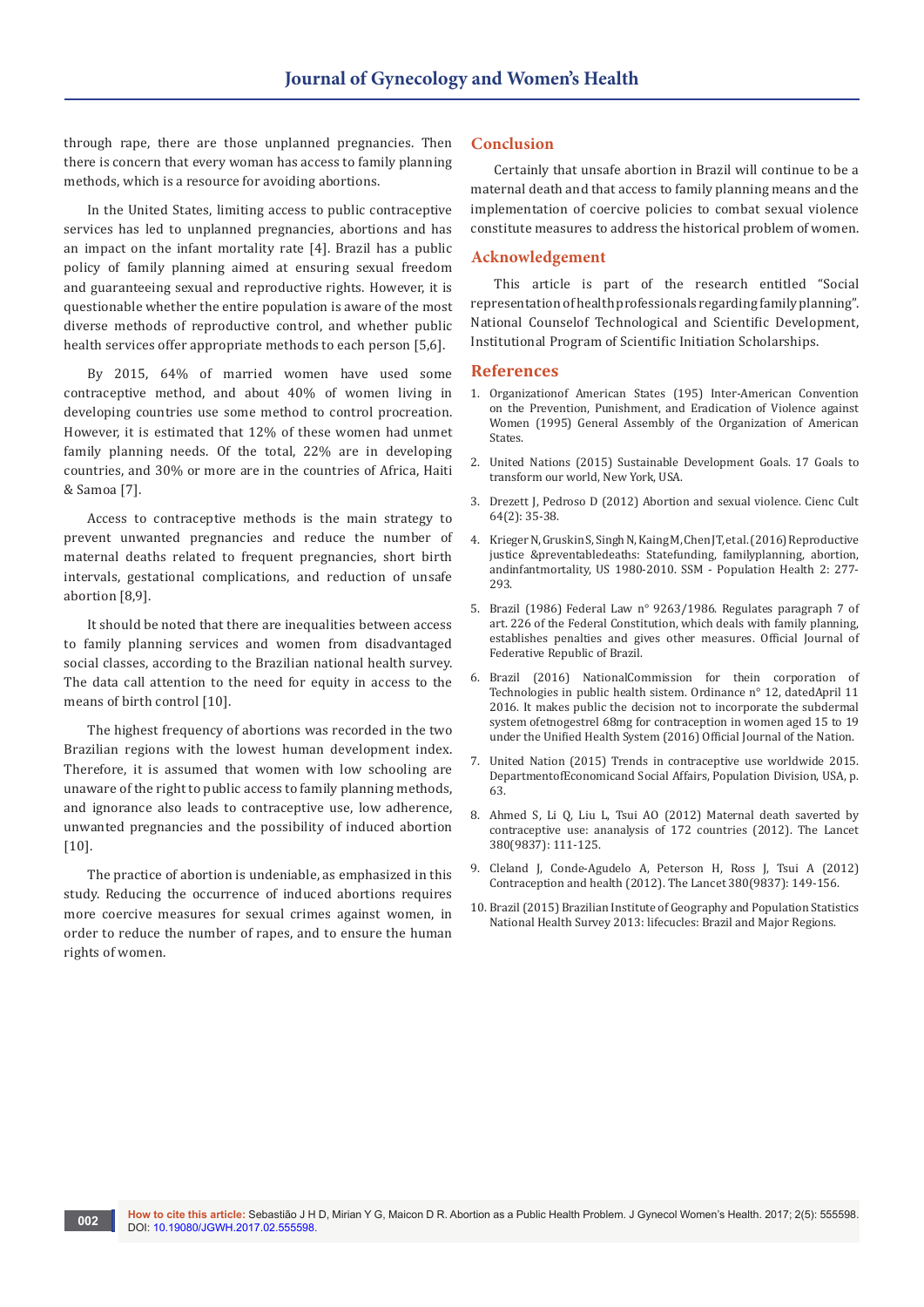through rape, there are those unplanned pregnancies. Then there is concern that every woman has access to family planning methods, which is a resource for avoiding abortions.

In the United States, limiting access to public contraceptive services has led to unplanned pregnancies, abortions and has an impact on the infant mortality rate [4]. Brazil has a public policy of family planning aimed at ensuring sexual freedom and guaranteeing sexual and reproductive rights. However, it is questionable whether the entire population is aware of the most diverse methods of reproductive control, and whether public health services offer appropriate methods to each person [5,6].

By 2015, 64% of married women have used some contraceptive method, and about 40% of women living in developing countries use some method to control procreation. However, it is estimated that 12% of these women had unmet family planning needs. Of the total, 22% are in developing countries, and 30% or more are in the countries of Africa, Haiti & Samoa [7].

Access to contraceptive methods is the main strategy to prevent unwanted pregnancies and reduce the number of maternal deaths related to frequent pregnancies, short birth intervals, gestational complications, and reduction of unsafe abortion [8,9].

It should be noted that there are inequalities between access to family planning services and women from disadvantaged social classes, according to the Brazilian national health survey. The data call attention to the need for equity in access to the means of birth control [10].

The highest frequency of abortions was recorded in the two Brazilian regions with the lowest human development index. Therefore, it is assumed that women with low schooling are unaware of the right to public access to family planning methods, and ignorance also leads to contraceptive use, low adherence, unwanted pregnancies and the possibility of induced abortion [10].

The practice of abortion is undeniable, as emphasized in this study. Reducing the occurrence of induced abortions requires more coercive measures for sexual crimes against women, in order to reduce the number of rapes, and to ensure the human rights of women.

## Conclusion

Certainly that unsafe abortion in Brazil will continue to be a maternal death and that access to family planning means and the implementation of coercive policies to combat sexual violence constitute measures to address the historical problem of women.

## Acknowledgement

This article is part of the research entitled "Social representation of health professionals regarding family planning". National Counselof Technological and Scientific Development, Institutional Program of Scientific Initiation Scholarships.

## References

1. Organizationof American States (195) Inter-American Convention on the Prevention, Punishment, and Eradication of Violence against Women (1995) General Assembly of the Organization of American States.
2. United Nations (2015) Sustainable Development Goals. 17 Goals to transform our world, New York, USA.
3. Drezett J, Pedroso D (2012) Abortion and sexual violence. Cienc Cult 64(2): 35-38.
4. Krieger N, Gruskin S, Singh N, Kaing M, Chen JT, et al. (2016) Reproductive justice &preventabledeaths: Statefunding, familyplanning, abortion, andinfantmortality, US 1980-2010. SSM - Population Health 2: 277-293.
5. Brazil (1986) Federal Law n° 9263/1986. Regulates paragraph 7 of art. 226 of the Federal Constitution, which deals with family planning, establishes penalties and gives other measures. Official Journal of Federative Republic of Brazil.
6. Brazil (2016) NationalCommission for thein corporation of Technologies in public health sistem. Ordinance n° 12, datedApril 11 2016. It makes public the decision not to incorporate the subdermal system ofetnogestrel 68mg for contraception in women aged 15 to 19 under the Unified Health System (2016) Official Journal of the Nation.
7. United Nation (2015) Trends in contraceptive use worldwide 2015. DepartmentofEconomicand Social Affairs, Population Division, USA, p. 63.
8. Ahmed S, Li Q, Liu L, Tsui AO (2012) Maternal death saverted by contraceptive use: ananalysis of 172 countries (2012). The Lancet 380(9837): 111-125.
9. Cleland J, Conde-Agudelo A, Peterson H, Ross J, Tsui A (2012) Contraception and health (2012). The Lancet 380(9837): 149-156.
10. Brazil (2015) Brazilian Institute of Geography and Population Statistics National Health Survey 2013: lifecucles: Brazil and Major Regions.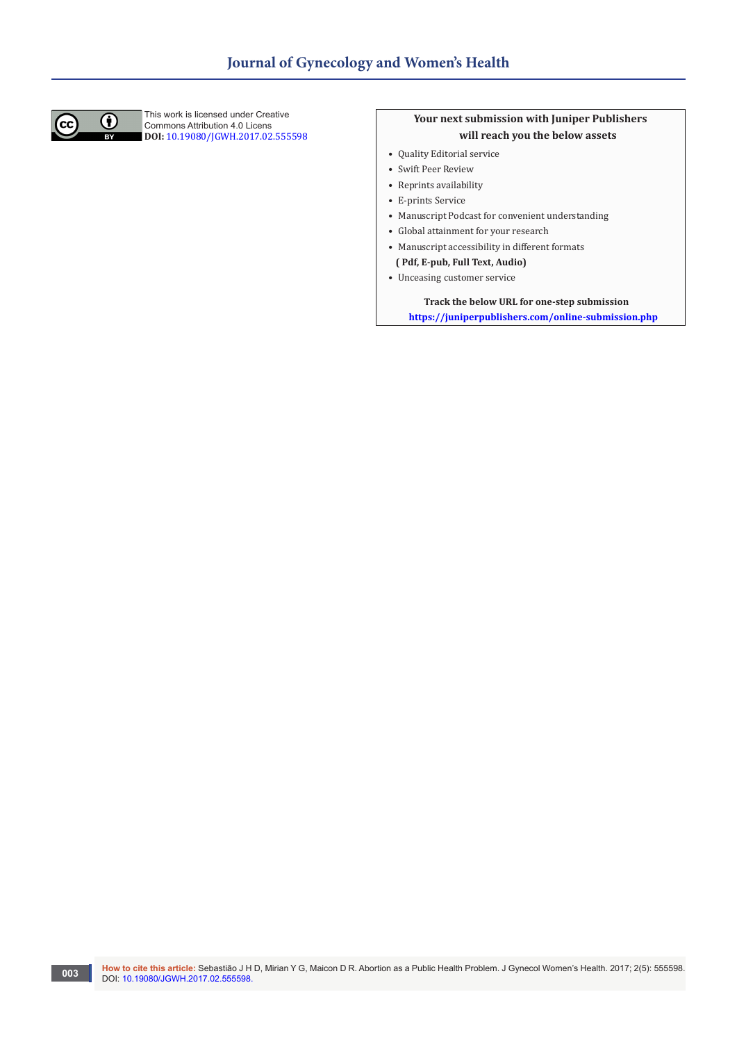This work is licensed under Creative Commons Attribution 4.0 Licens
**DOI:** 10.19080/JGWH.2017.02.555598

**Your next submission with Juniper Publishers will reach you the below assets**

- Quality Editorial service
- Swift Peer Review
- Reprints availability
- E-prints Service
- Manuscript Podcast for convenient understanding
- Global attainment for your research
- Manuscript accessibility in different formats
  **( Pdf, E-pub, Full Text, Audio)**
- Unceasing customer service

**Track the below URL for one-step submission**
**https://juniperpublishers.com/online-submission.php**

**How to cite this article:** Sebastião J H D, Mirian Y G, Maicon D R. Abortion as a Public Health Problem. J Gynecol Women's Health. 2017; 2(5): 555598. DOI: 10.19080/JGWH.2017.02.555598.